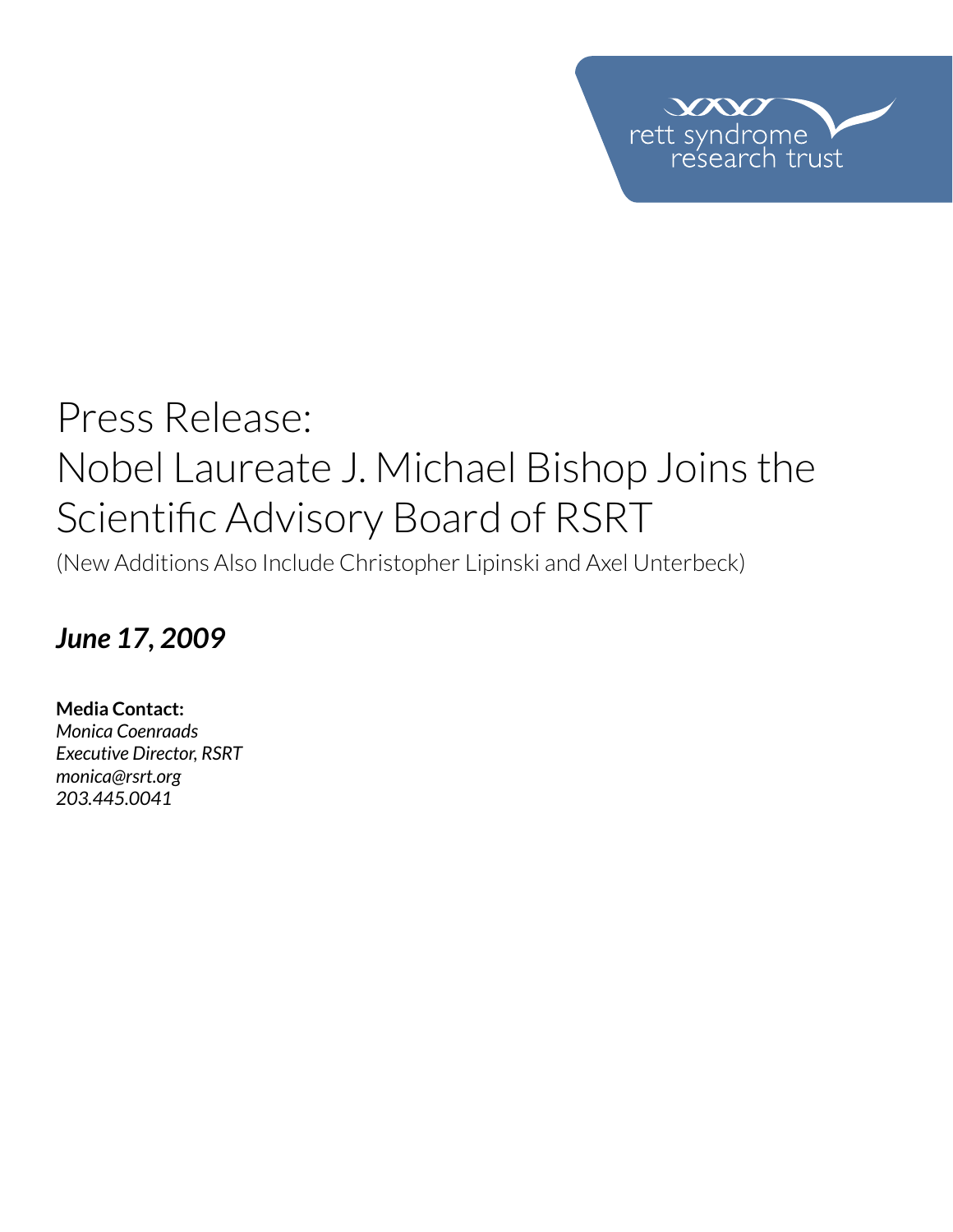rett syndrome research trust

# Press Release:
# Nobel Laureate J. Michael Bishop Joins the Scientific Advisory Board of RSRT

(New Additions Also Include Christopher Lipinski and Axel Unterbeck)

***June 17, 2009***

**Media Contact:**
*Monica Coenraads*
*Executive Director, RSRT*
*monica@rsrt.org*
*203.445.0041*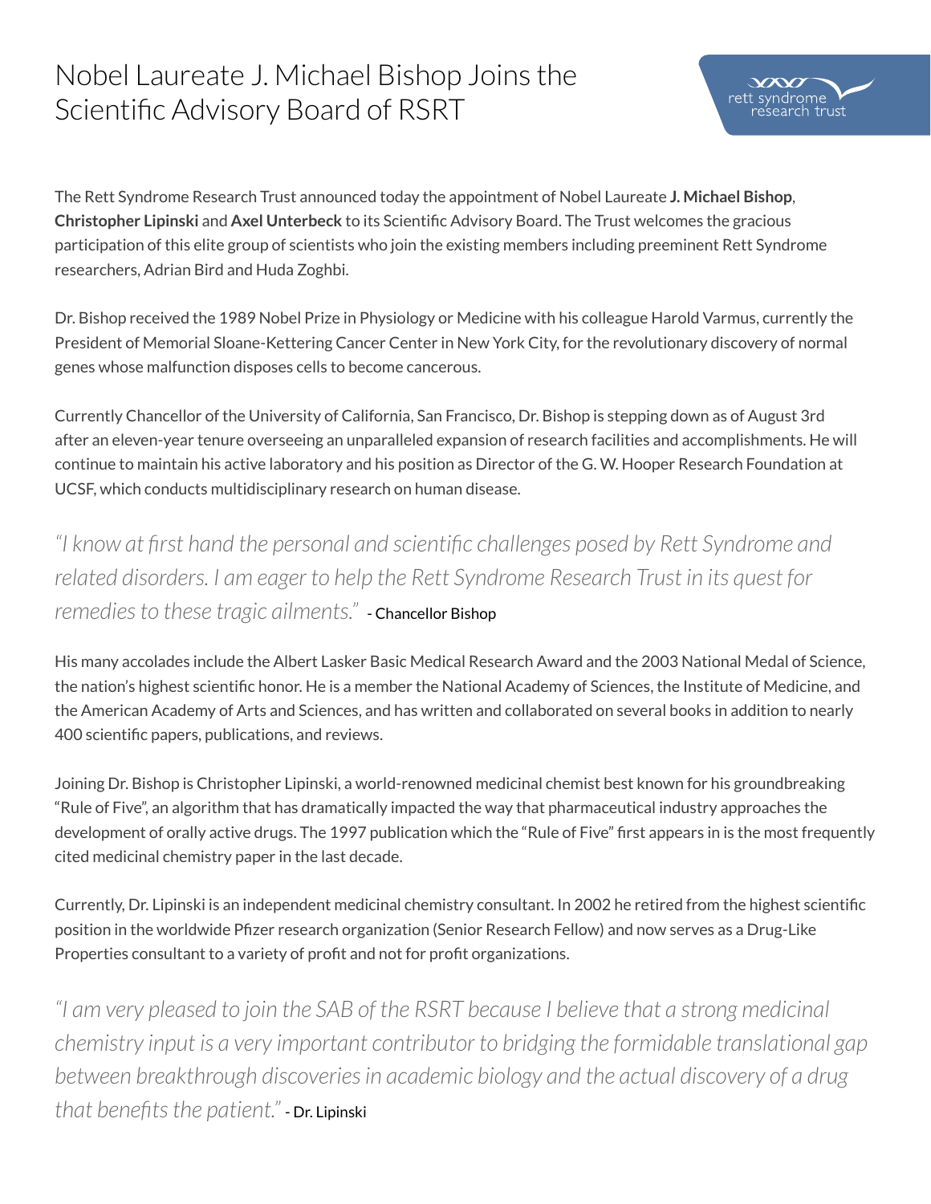# Nobel Laureate J. Michael Bishop Joins the Scientific Advisory Board of RSRT

The Rett Syndrome Research Trust announced today the appointment of Nobel Laureate **J. Michael Bishop**, **Christopher Lipinski** and **Axel Unterbeck** to its Scientific Advisory Board. The Trust welcomes the gracious participation of this elite group of scientists who join the existing members including preeminent Rett Syndrome researchers, Adrian Bird and Huda Zoghbi.

Dr. Bishop received the 1989 Nobel Prize in Physiology or Medicine with his colleague Harold Varmus, currently the President of Memorial Sloane-Kettering Cancer Center in New York City, for the revolutionary discovery of normal genes whose malfunction disposes cells to become cancerous.

Currently Chancellor of the University of California, San Francisco, Dr. Bishop is stepping down as of August 3rd after an eleven-year tenure overseeing an unparalleled expansion of research facilities and accomplishments. He will continue to maintain his active laboratory and his position as Director of the G. W. Hooper Research Foundation at UCSF, which conducts multidisciplinary research on human disease.

*"I know at first hand the personal and scientific challenges posed by Rett Syndrome and related disorders. I am eager to help the Rett Syndrome Research Trust in its quest for remedies to these tragic ailments."* - Chancellor Bishop

His many accolades include the Albert Lasker Basic Medical Research Award and the 2003 National Medal of Science, the nation's highest scientific honor. He is a member the National Academy of Sciences, the Institute of Medicine, and the American Academy of Arts and Sciences, and has written and collaborated on several books in addition to nearly 400 scientific papers, publications, and reviews.

Joining Dr. Bishop is Christopher Lipinski, a world-renowned medicinal chemist best known for his groundbreaking "Rule of Five", an algorithm that has dramatically impacted the way that pharmaceutical industry approaches the development of orally active drugs. The 1997 publication which the "Rule of Five" first appears in is the most frequently cited medicinal chemistry paper in the last decade.

Currently, Dr. Lipinski is an independent medicinal chemistry consultant. In 2002 he retired from the highest scientific position in the worldwide Pfizer research organization (Senior Research Fellow) and now serves as a Drug-Like Properties consultant to a variety of profit and not for profit organizations.

*"I am very pleased to join the SAB of the RSRT because I believe that a strong medicinal chemistry input is a very important contributor to bridging the formidable translational gap between breakthrough discoveries in academic biology and the actual discovery of a drug that benefits the patient."* - Dr. Lipinski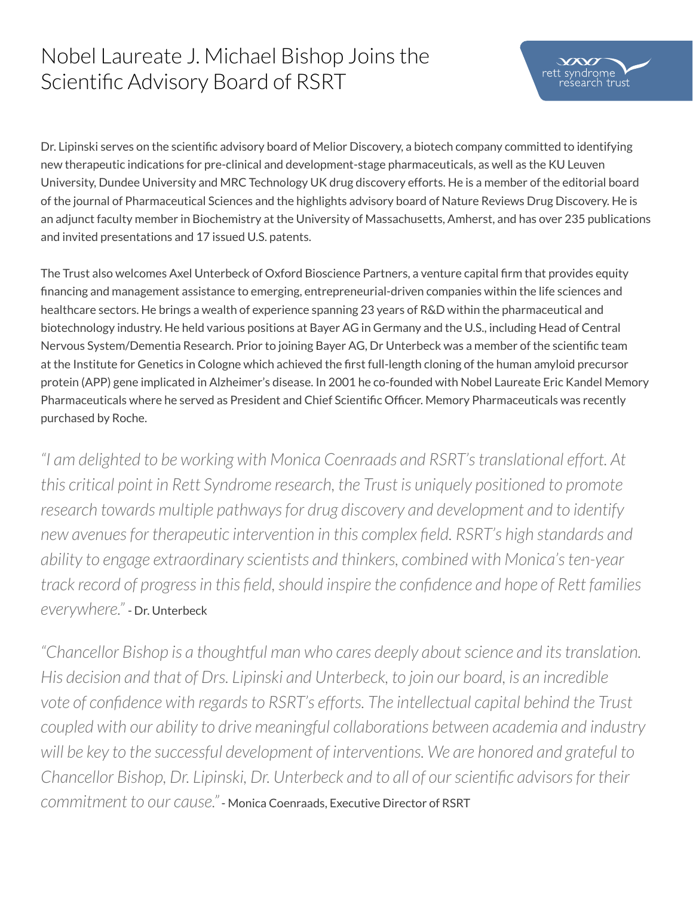# Nobel Laureate J. Michael Bishop Joins the Scientific Advisory Board of RSRT

Dr. Lipinski serves on the scientific advisory board of Melior Discovery, a biotech company committed to identifying new therapeutic indications for pre-clinical and development-stage pharmaceuticals, as well as the KU Leuven University, Dundee University and MRC Technology UK drug discovery efforts. He is a member of the editorial board of the journal of Pharmaceutical Sciences and the highlights advisory board of Nature Reviews Drug Discovery. He is an adjunct faculty member in Biochemistry at the University of Massachusetts, Amherst, and has over 235 publications and invited presentations and 17 issued U.S. patents.

The Trust also welcomes Axel Unterbeck of Oxford Bioscience Partners, a venture capital firm that provides equity financing and management assistance to emerging, entrepreneurial-driven companies within the life sciences and healthcare sectors. He brings a wealth of experience spanning 23 years of R&D within the pharmaceutical and biotechnology industry. He held various positions at Bayer AG in Germany and the U.S., including Head of Central Nervous System/Dementia Research. Prior to joining Bayer AG, Dr Unterbeck was a member of the scientific team at the Institute for Genetics in Cologne which achieved the first full-length cloning of the human amyloid precursor protein (APP) gene implicated in Alzheimer's disease. In 2001 he co-founded with Nobel Laureate Eric Kandel Memory Pharmaceuticals where he served as President and Chief Scientific Officer. Memory Pharmaceuticals was recently purchased by Roche.

*"I am delighted to be working with Monica Coenraads and RSRT's translational effort. At this critical point in Rett Syndrome research, the Trust is uniquely positioned to promote research towards multiple pathways for drug discovery and development and to identify new avenues for therapeutic intervention in this complex field. RSRT's high standards and ability to engage extraordinary scientists and thinkers, combined with Monica's ten-year track record of progress in this field, should inspire the confidence and hope of Rett families everywhere."* - Dr. Unterbeck

*"Chancellor Bishop is a thoughtful man who cares deeply about science and its translation. His decision and that of Drs. Lipinski and Unterbeck, to join our board, is an incredible vote of confidence with regards to RSRT's efforts. The intellectual capital behind the Trust coupled with our ability to drive meaningful collaborations between academia and industry will be key to the successful development of interventions. We are honored and grateful to Chancellor Bishop, Dr. Lipinski, Dr. Unterbeck and to all of our scientific advisors for their commitment to our cause."* - Monica Coenraads, Executive Director of RSRT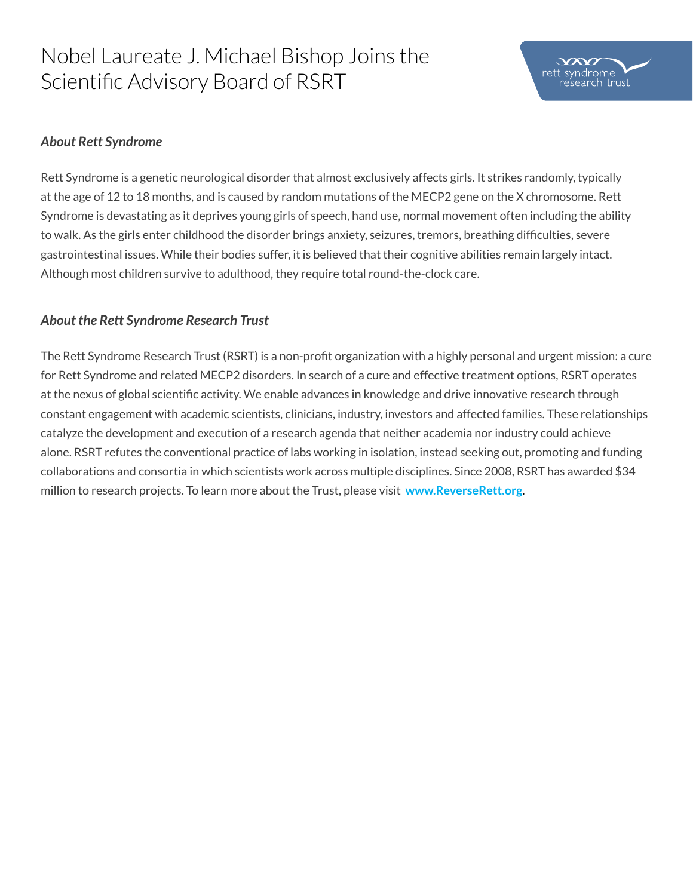# Nobel Laureate J. Michael Bishop Joins the Scientific Advisory Board of RSRT

### *About Rett Syndrome*

Rett Syndrome is a genetic neurological disorder that almost exclusively affects girls. It strikes randomly, typically at the age of 12 to 18 months, and is caused by random mutations of the MECP2 gene on the X chromosome. Rett Syndrome is devastating as it deprives young girls of speech, hand use, normal movement often including the ability to walk. As the girls enter childhood the disorder brings anxiety, seizures, tremors, breathing difficulties, severe gastrointestinal issues. While their bodies suffer, it is believed that their cognitive abilities remain largely intact. Although most children survive to adulthood, they require total round-the-clock care.

### *About the Rett Syndrome Research Trust*

The Rett Syndrome Research Trust (RSRT) is a non-profit organization with a highly personal and urgent mission: a cure for Rett Syndrome and related MECP2 disorders. In search of a cure and effective treatment options, RSRT operates at the nexus of global scientific activity. We enable advances in knowledge and drive innovative research through constant engagement with academic scientists, clinicians, industry, investors and affected families. These relationships catalyze the development and execution of a research agenda that neither academia nor industry could achieve alone. RSRT refutes the conventional practice of labs working in isolation, instead seeking out, promoting and funding collaborations and consortia in which scientists work across multiple disciplines. Since 2008, RSRT has awarded $34 million to research projects. To learn more about the Trust, please visit **www.ReverseRett.org**.